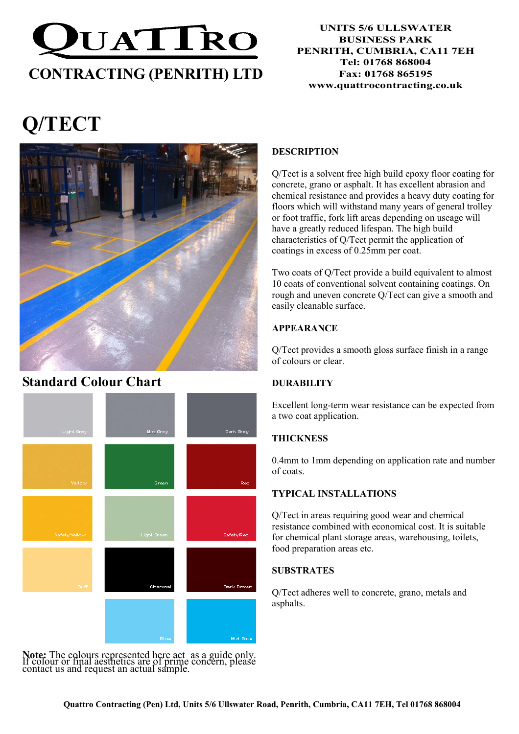# QUATTRO

## CONTRACTING (PENRITH) LTD

**UNITS 5/6 ULLSWATER BUSINESS PARK**
**PENRITH, CUMBRIA, CA11 7EH**
**Tel: 01768 868004**
**Fax: 01768 865195**
**www.quattrocontracting.co.uk**

# Q/TECT

## DESCRIPTION

Q/Tect is a solvent free high build epoxy floor coating for concrete, grano or asphalt. It has excellent abrasion and chemical resistance and provides a heavy duty coating for floors which will withstand many years of general trolley or foot traffic, fork lift areas depending on useage will have a greatly reduced lifespan. The high build characteristics of Q/Tect permit the application of coatings in excess of 0.25mm per coat.

Two coats of Q/Tect provide a build equivalent to almost 10 coats of conventional solvent containing coatings. On rough and uneven concrete Q/Tect can give a smooth and easily cleanable surface.

## APPEARANCE

Q/Tect provides a smooth gloss surface finish in a range of colours or clear.

## DURABILITY

Excellent long-term wear resistance can be expected from a two coat application.

## THICKNESS

0.4mm to 1mm depending on application rate and number of coats.

## TYPICAL INSTALLATIONS

Q/Tect in areas requiring good wear and chemical resistance combined with economical cost. It is suitable for chemical plant storage areas, warehousing, toilets, food preparation areas etc.

## SUBSTRATES

Q/Tect adheres well to concrete, grano, metals and asphalts.

## Standard Colour Chart

| | | |
|---|---|---|
| Light Grey | Mid Grey | Dark Grey |
| Yellow | Green | Red |
| Safety Yellow | Light Green | Safety Red |
| Buff | Charcoal | Dark Brown |
| | Blue | Mid Blue |

**Note:** The colours represented here act as a guide only. If colour or final aesthetics are of prime concern, please contact us and request an actual sample.

**Quattro Contracting (Pen) Ltd, Units 5/6 Ullswater Road, Penrith, Cumbria, CA11 7EH, Tel 01768 868004**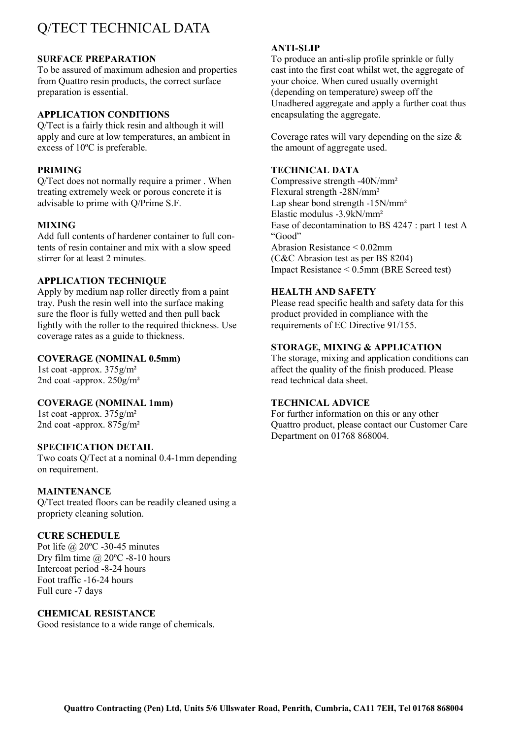# Q/TECT TECHNICAL DATA

**SURFACE PREPARATION**

To be assured of maximum adhesion and properties from Quattro resin products, the correct surface preparation is essential.

**APPLICATION CONDITIONS**

Q/Tect is a fairly thick resin and although it will apply and cure at low temperatures, an ambient in excess of 10ºC is preferable.

**PRIMING**

Q/Tect does not normally require a primer . When treating extremely week or porous concrete it is advisable to prime with Q/Prime S.F.

**MIXING**

Add full contents of hardener container to full contents of resin container and mix with a slow speed stirrer for at least 2 minutes.

**APPLICATION TECHNIQUE**

Apply by medium nap roller directly from a paint tray. Push the resin well into the surface making sure the floor is fully wetted and then pull back lightly with the roller to the required thickness. Use coverage rates as a guide to thickness.

**COVERAGE (NOMINAL 0.5mm)**

1st coat -approx. 375g/m²
2nd coat -approx. 250g/m²

**COVERAGE (NOMINAL 1mm)**

1st coat -approx. 375g/m²
2nd coat -approx. 875g/m²

**SPECIFICATION DETAIL**

Two coats Q/Tect at a nominal 0.4-1mm depending on requirement.

**MAINTENANCE**

Q/Tect treated floors can be readily cleaned using a propriety cleaning solution.

**CURE SCHEDULE**

Pot life @ 20ºC -30-45 minutes
Dry film time @ 20ºC -8-10 hours
Intercoat period -8-24 hours
Foot traffic -16-24 hours
Full cure -7 days

**CHEMICAL RESISTANCE**

Good resistance to a wide range of chemicals.

**ANTI-SLIP**

To produce an anti-slip profile sprinkle or fully cast into the first coat whilst wet, the aggregate of your choice. When cured usually overnight (depending on temperature) sweep off the Unadhered aggregate and apply a further coat thus encapsulating the aggregate.

Coverage rates will vary depending on the size & the amount of aggregate used.

**TECHNICAL DATA**

Compressive strength -40N/mm²
Flexural strength -28N/mm²
Lap shear bond strength -15N/mm²
Elastic modulus -3.9kN/mm²
Ease of decontamination to BS 4247 : part 1 test A "Good"
Abrasion Resistance < 0.02mm
(C&C Abrasion test as per BS 8204)
Impact Resistance < 0.5mm (BRE Screed test)

**HEALTH AND SAFETY**

Please read specific health and safety data for this product provided in compliance with the requirements of EC Directive 91/155.

**STORAGE, MIXING & APPLICATION**

The storage, mixing and application conditions can affect the quality of the finish produced. Please read technical data sheet.

**TECHNICAL ADVICE**

For further information on this or any other Quattro product, please contact our Customer Care Department on 01768 868004.

**Quattro Contracting (Pen) Ltd, Units 5/6 Ullswater Road, Penrith, Cumbria, CA11 7EH, Tel 01768 868004**